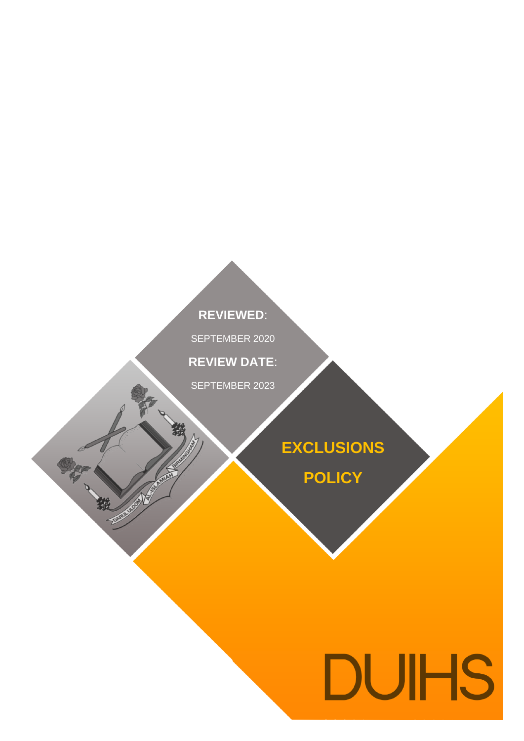**REVIEWED**:

SEPTEMBER 2020

**REVIEW DATE**:

SEPTEMBER 2023

# EXCLUSIONS POLICY

DUIHS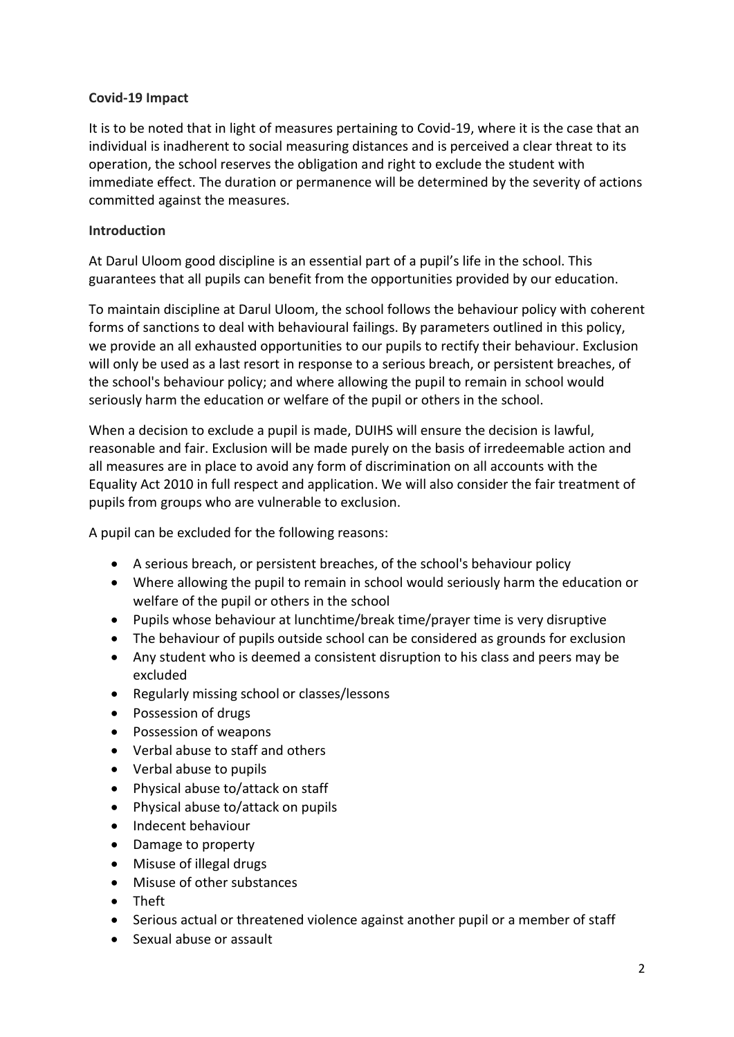**Covid-19 Impact**

It is to be noted that in light of measures pertaining to Covid-19, where it is the case that an individual is inadherent to social measuring distances and is perceived a clear threat to its operation, the school reserves the obligation and right to exclude the student with immediate effect. The duration or permanence will be determined by the severity of actions committed against the measures.

**Introduction**

At Darul Uloom good discipline is an essential part of a pupil's life in the school. This guarantees that all pupils can benefit from the opportunities provided by our education.

To maintain discipline at Darul Uloom, the school follows the behaviour policy with coherent forms of sanctions to deal with behavioural failings. By parameters outlined in this policy, we provide an all exhausted opportunities to our pupils to rectify their behaviour. Exclusion will only be used as a last resort in response to a serious breach, or persistent breaches, of the school's behaviour policy; and where allowing the pupil to remain in school would seriously harm the education or welfare of the pupil or others in the school.

When a decision to exclude a pupil is made, DUIHS will ensure the decision is lawful, reasonable and fair. Exclusion will be made purely on the basis of irredeemable action and all measures are in place to avoid any form of discrimination on all accounts with the Equality Act 2010 in full respect and application. We will also consider the fair treatment of pupils from groups who are vulnerable to exclusion.

A pupil can be excluded for the following reasons:

- A serious breach, or persistent breaches, of the school's behaviour policy
- Where allowing the pupil to remain in school would seriously harm the education or welfare of the pupil or others in the school
- Pupils whose behaviour at lunchtime/break time/prayer time is very disruptive
- The behaviour of pupils outside school can be considered as grounds for exclusion
- Any student who is deemed a consistent disruption to his class and peers may be excluded
- Regularly missing school or classes/lessons
- Possession of drugs
- Possession of weapons
- Verbal abuse to staff and others
- Verbal abuse to pupils
- Physical abuse to/attack on staff
- Physical abuse to/attack on pupils
- Indecent behaviour
- Damage to property
- Misuse of illegal drugs
- Misuse of other substances
- Theft
- Serious actual or threatened violence against another pupil or a member of staff
- Sexual abuse or assault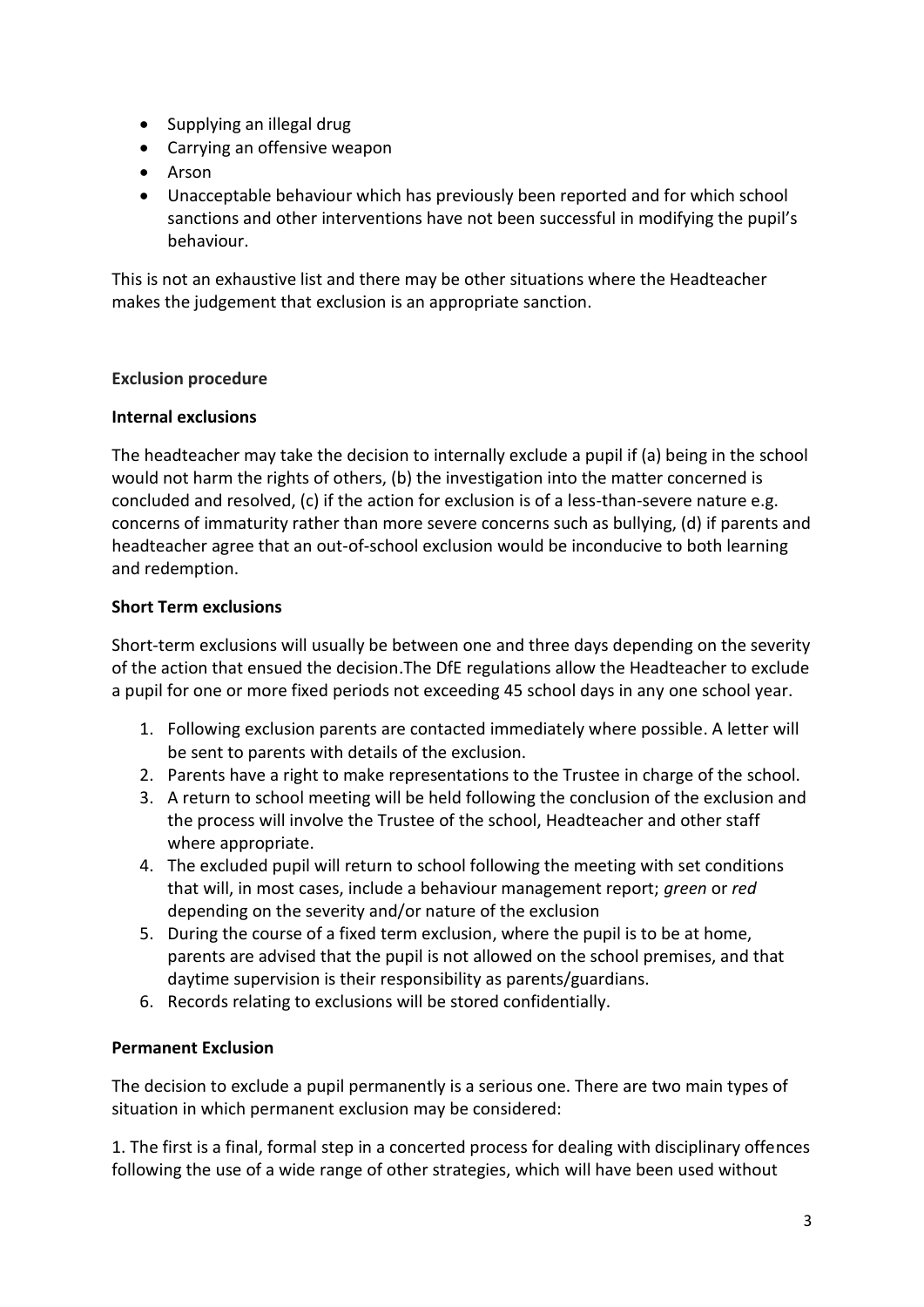- Supplying an illegal drug
- Carrying an offensive weapon
- Arson
- Unacceptable behaviour which has previously been reported and for which school sanctions and other interventions have not been successful in modifying the pupil's behaviour.

This is not an exhaustive list and there may be other situations where the Headteacher makes the judgement that exclusion is an appropriate sanction.

**Exclusion procedure**

**Internal exclusions**

The headteacher may take the decision to internally exclude a pupil if (a) being in the school would not harm the rights of others, (b) the investigation into the matter concerned is concluded and resolved, (c) if the action for exclusion is of a less-than-severe nature e.g. concerns of immaturity rather than more severe concerns such as bullying, (d) if parents and headteacher agree that an out-of-school exclusion would be inconducive to both learning and redemption.

**Short Term exclusions**

Short-term exclusions will usually be between one and three days depending on the severity of the action that ensued the decision.The DfE regulations allow the Headteacher to exclude a pupil for one or more fixed periods not exceeding 45 school days in any one school year.

1. Following exclusion parents are contacted immediately where possible. A letter will be sent to parents with details of the exclusion.
2. Parents have a right to make representations to the Trustee in charge of the school.
3. A return to school meeting will be held following the conclusion of the exclusion and the process will involve the Trustee of the school, Headteacher and other staff where appropriate.
4. The excluded pupil will return to school following the meeting with set conditions that will, in most cases, include a behaviour management report; *green* or *red* depending on the severity and/or nature of the exclusion
5. During the course of a fixed term exclusion, where the pupil is to be at home, parents are advised that the pupil is not allowed on the school premises, and that daytime supervision is their responsibility as parents/guardians.
6. Records relating to exclusions will be stored confidentially.

**Permanent Exclusion**

The decision to exclude a pupil permanently is a serious one. There are two main types of situation in which permanent exclusion may be considered:

1. The first is a final, formal step in a concerted process for dealing with disciplinary offences following the use of a wide range of other strategies, which will have been used without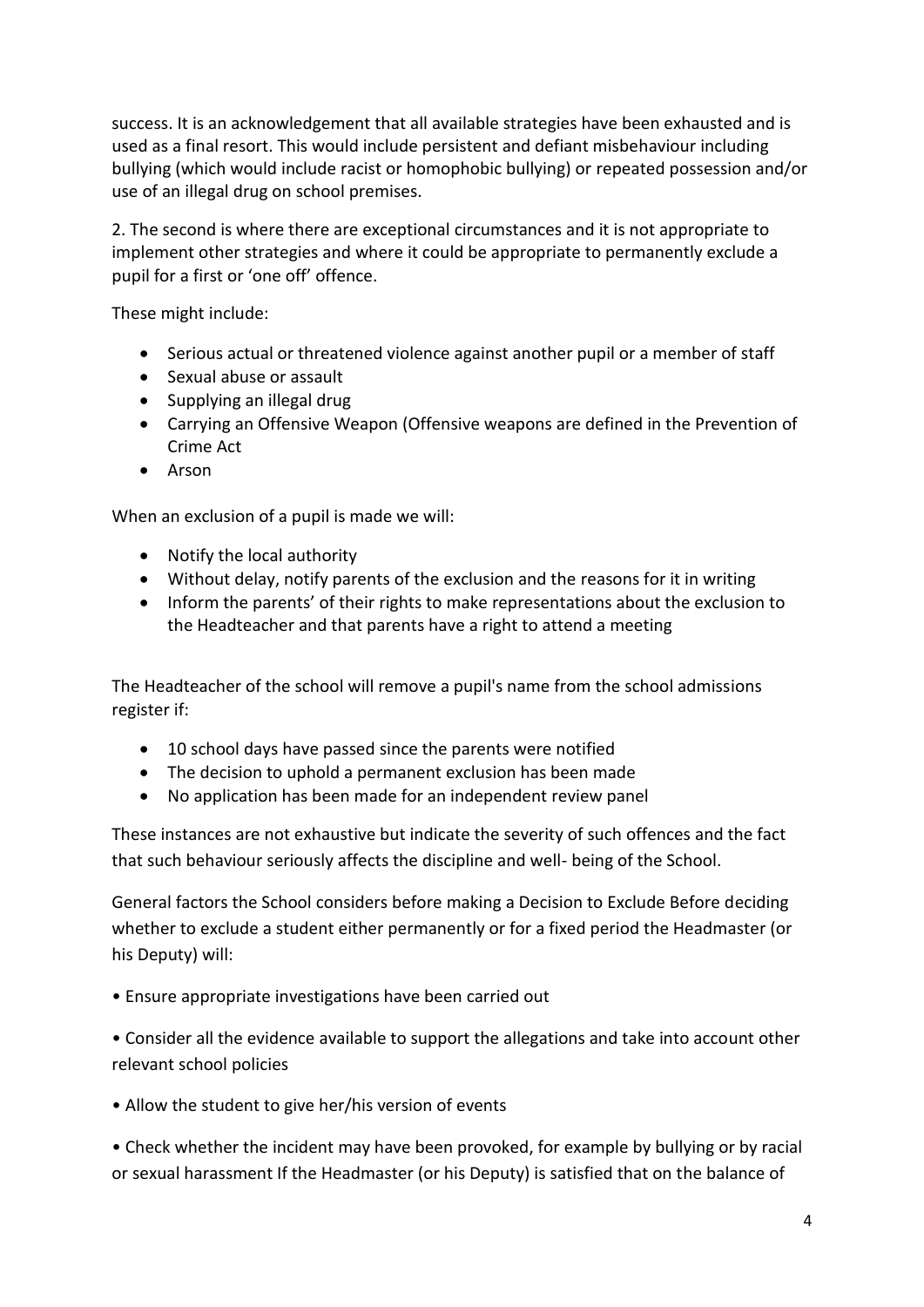success. It is an acknowledgement that all available strategies have been exhausted and is used as a final resort. This would include persistent and defiant misbehaviour including bullying (which would include racist or homophobic bullying) or repeated possession and/or use of an illegal drug on school premises.

2. The second is where there are exceptional circumstances and it is not appropriate to implement other strategies and where it could be appropriate to permanently exclude a pupil for a first or 'one off' offence.

These might include:

- Serious actual or threatened violence against another pupil or a member of staff
- Sexual abuse or assault
- Supplying an illegal drug
- Carrying an Offensive Weapon (Offensive weapons are defined in the Prevention of Crime Act
- Arson

When an exclusion of a pupil is made we will:

- Notify the local authority
- Without delay, notify parents of the exclusion and the reasons for it in writing
- Inform the parents' of their rights to make representations about the exclusion to the Headteacher and that parents have a right to attend a meeting

The Headteacher of the school will remove a pupil's name from the school admissions register if:

- 10 school days have passed since the parents were notified
- The decision to uphold a permanent exclusion has been made
- No application has been made for an independent review panel

These instances are not exhaustive but indicate the severity of such offences and the fact that such behaviour seriously affects the discipline and well- being of the School.

General factors the School considers before making a Decision to Exclude Before deciding whether to exclude a student either permanently or for a fixed period the Headmaster (or his Deputy) will:

• Ensure appropriate investigations have been carried out

• Consider all the evidence available to support the allegations and take into account other relevant school policies

• Allow the student to give her/his version of events

• Check whether the incident may have been provoked, for example by bullying or by racial or sexual harassment If the Headmaster (or his Deputy) is satisfied that on the balance of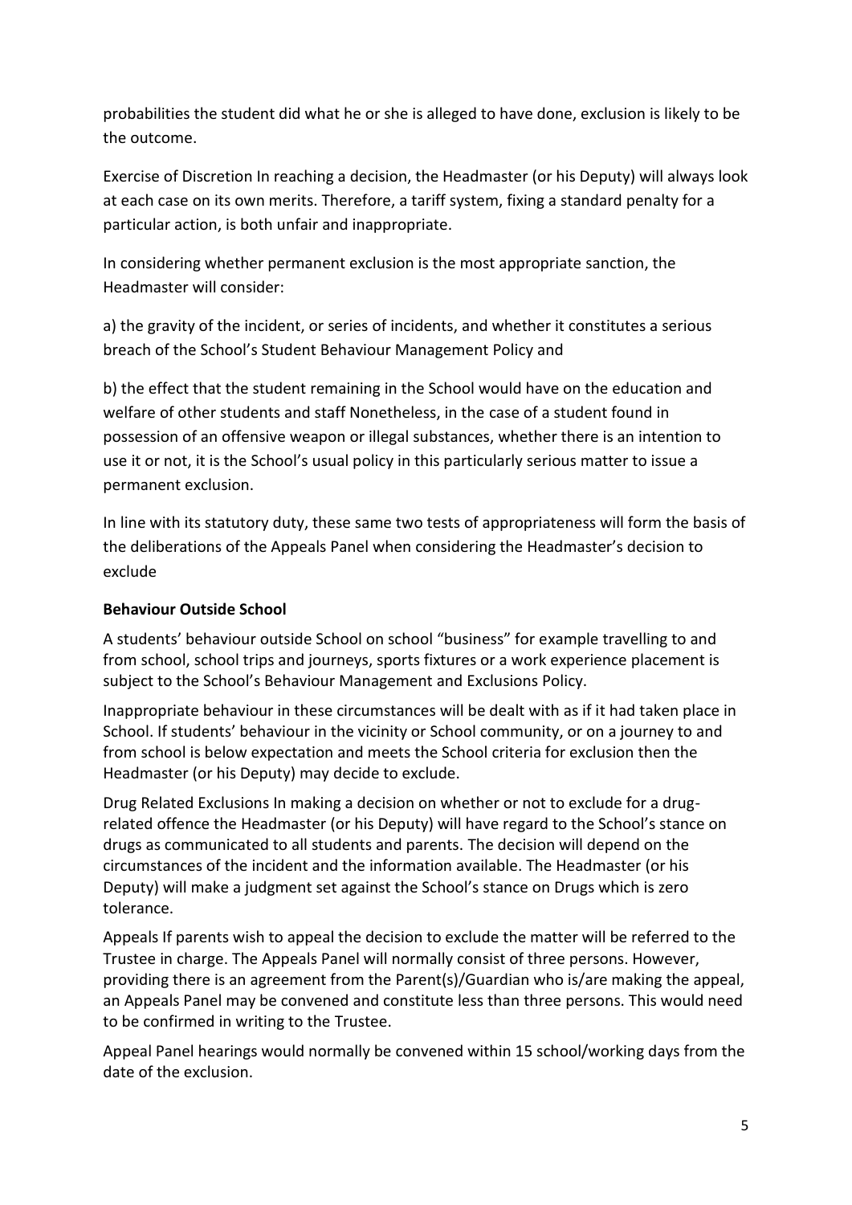probabilities the student did what he or she is alleged to have done, exclusion is likely to be the outcome.

Exercise of Discretion In reaching a decision, the Headmaster (or his Deputy) will always look at each case on its own merits. Therefore, a tariff system, fixing a standard penalty for a particular action, is both unfair and inappropriate.

In considering whether permanent exclusion is the most appropriate sanction, the Headmaster will consider:

a) the gravity of the incident, or series of incidents, and whether it constitutes a serious breach of the School's Student Behaviour Management Policy and

b) the effect that the student remaining in the School would have on the education and welfare of other students and staff Nonetheless, in the case of a student found in possession of an offensive weapon or illegal substances, whether there is an intention to use it or not, it is the School's usual policy in this particularly serious matter to issue a permanent exclusion.

In line with its statutory duty, these same two tests of appropriateness will form the basis of the deliberations of the Appeals Panel when considering the Headmaster's decision to exclude

**Behaviour Outside School**

A students' behaviour outside School on school "business" for example travelling to and from school, school trips and journeys, sports fixtures or a work experience placement is subject to the School's Behaviour Management and Exclusions Policy.

Inappropriate behaviour in these circumstances will be dealt with as if it had taken place in School. If students' behaviour in the vicinity or School community, or on a journey to and from school is below expectation and meets the School criteria for exclusion then the Headmaster (or his Deputy) may decide to exclude.

Drug Related Exclusions In making a decision on whether or not to exclude for a drug-related offence the Headmaster (or his Deputy) will have regard to the School's stance on drugs as communicated to all students and parents. The decision will depend on the circumstances of the incident and the information available. The Headmaster (or his Deputy) will make a judgment set against the School's stance on Drugs which is zero tolerance.

Appeals If parents wish to appeal the decision to exclude the matter will be referred to the Trustee in charge. The Appeals Panel will normally consist of three persons. However, providing there is an agreement from the Parent(s)/Guardian who is/are making the appeal, an Appeals Panel may be convened and constitute less than three persons. This would need to be confirmed in writing to the Trustee.

Appeal Panel hearings would normally be convened within 15 school/working days from the date of the exclusion.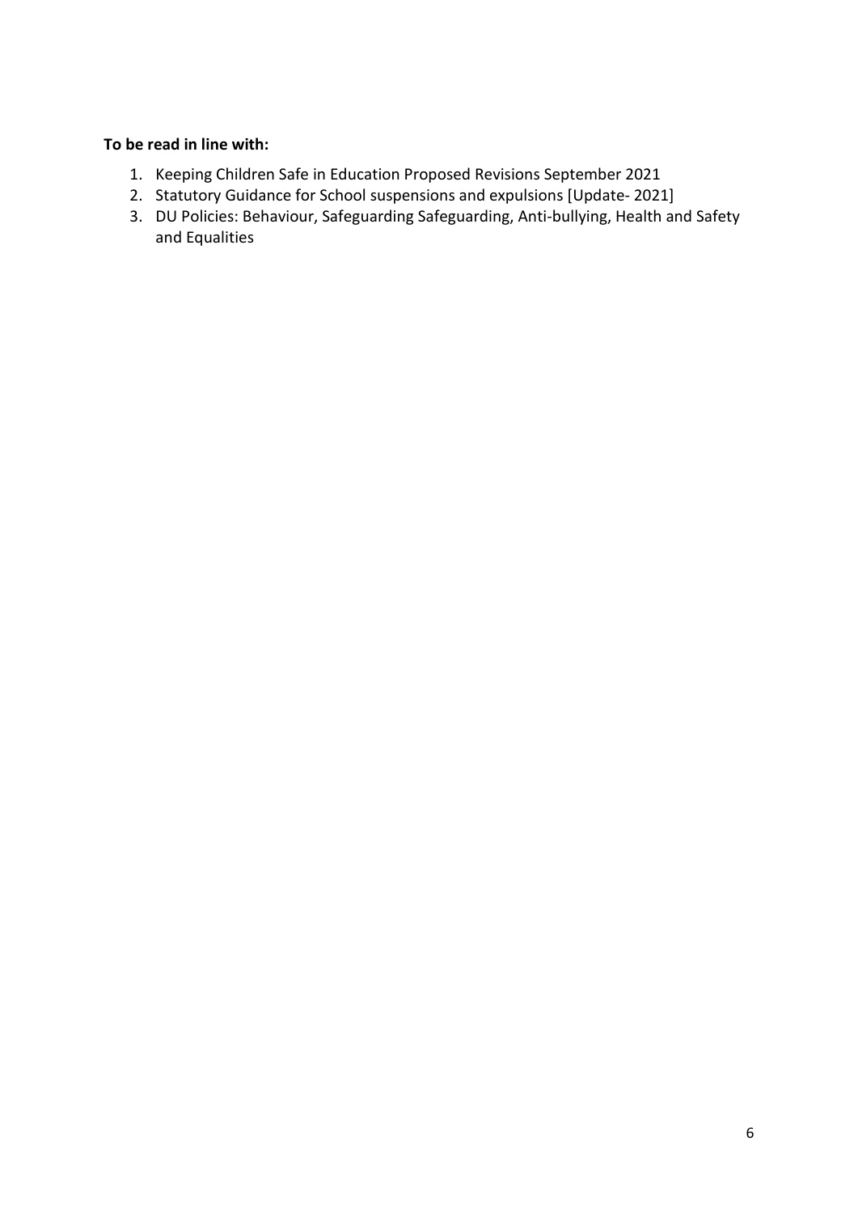**To be read in line with:**

1. Keeping Children Safe in Education Proposed Revisions September 2021
2. Statutory Guidance for School suspensions and expulsions [Update- 2021]
3. DU Policies: Behaviour, Safeguarding Safeguarding, Anti-bullying, Health and Safety and Equalities